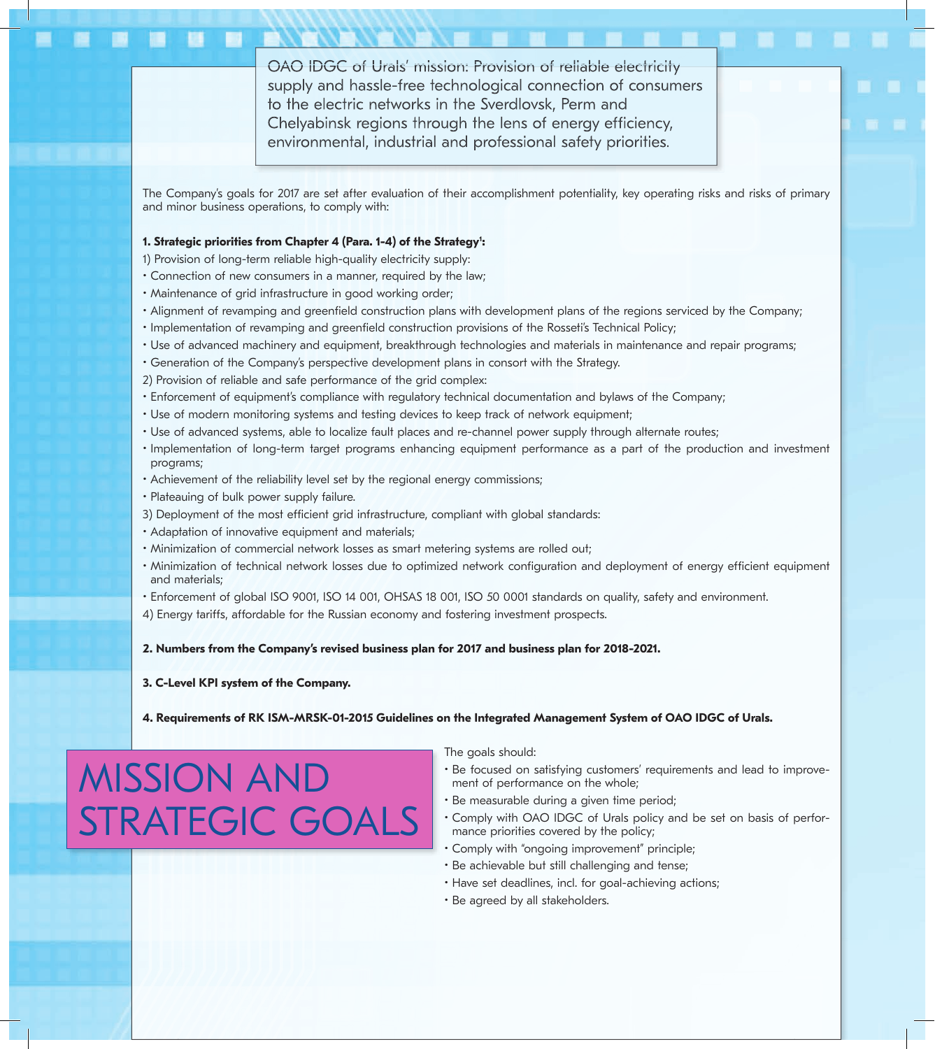# MISSION AND STRATEGIC GOALS

OAO IDGC of Urals' mission: Provision of reliable electricity supply and hassle-free technological connection of consumers to the electric networks in the Sverdlovsk, Perm and Chelyabinsk regions through the lens of energy efficiency, environmental, industrial and professional safety priorities.

The Company's goals for 2017 are set after evaluation of their accomplishment potentiality, key operating risks and risks of primary and minor business operations, to comply with:

**1. Strategic priorities from Chapter 4 (Para. 1-4) of the Strategy[1]:**

1) Provision of long-term reliable high-quality electricity supply:
- Connection of new consumers in a manner, required by the law;
- Maintenance of grid infrastructure in good working order;
- Alignment of revamping and greenfield construction plans with development plans of the regions serviced by the Company;
- Implementation of revamping and greenfield construction provisions of the Rosseti's Technical Policy;
- Use of advanced machinery and equipment, breakthrough technologies and materials in maintenance and repair programs;
- Generation of the Company's perspective development plans in consort with the Strategy.

2) Provision of reliable and safe performance of the grid complex:
- Enforcement of equipment's compliance with regulatory technical documentation and bylaws of the Company;
- Use of modern monitoring systems and testing devices to keep track of network equipment;
- Use of advanced systems, able to localize fault places and re-channel power supply through alternate routes;
- Implementation of long-term target programs enhancing equipment performance as a part of the production and investment programs;
- Achievement of the reliability level set by the regional energy commissions;
- Plateauing of bulk power supply failure.

3) Deployment of the most efficient grid infrastructure, compliant with global standards:
- Adaptation of innovative equipment and materials;
- Minimization of commercial network losses as smart metering systems are rolled out;
- Minimization of technical network losses due to optimized network configuration and deployment of energy efficient equipment and materials;
- Enforcement of global ISO 9001, ISO 14 001, OHSAS 18 001, ISO 50 0001 standards on quality, safety and environment.

4) Energy tariffs, affordable for the Russian economy and fostering investment prospects.

**2. Numbers from the Company's revised business plan for 2017 and business plan for 2018-2021.**

**3. C-Level KPI system of the Company.**

**4. Requirements of RK ISM-MRSK-01-2015 Guidelines on the Integrated Management System of OAO IDGC of Urals.**

The goals should:
- Be focused on satisfying customers' requirements and lead to improvement of performance on the whole;
- Be measurable during a given time period;
- Comply with OAO IDGC of Urals policy and be set on basis of performance priorities covered by the policy;
- Comply with "ongoing improvement" principle;
- Be achievable but still challenging and tense;
- Have set deadlines, incl. for goal-achieving actions;
- Be agreed by all stakeholders.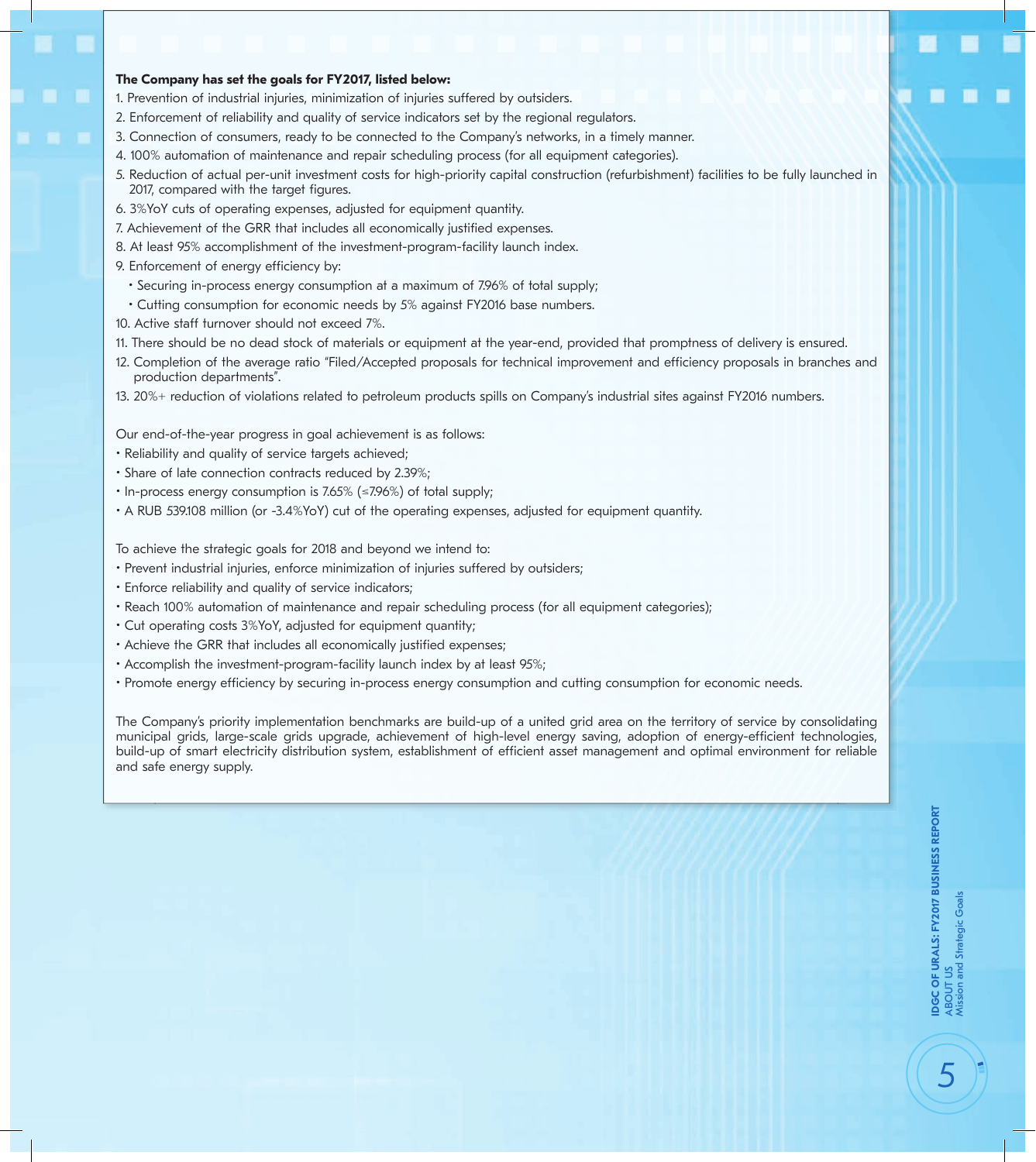**The Company has set the goals for FY2017, listed below:**

1. Prevention of industrial injuries, minimization of injuries suffered by outsiders.
2. Enforcement of reliability and quality of service indicators set by the regional regulators.
3. Connection of consumers, ready to be connected to the Company's networks, in a timely manner.
4. 100% automation of maintenance and repair scheduling process (for all equipment categories).
5. Reduction of actual per-unit investment costs for high-priority capital construction (refurbishment) facilities to be fully launched in 2017, compared with the target figures.
6. 3%YoY cuts of operating expenses, adjusted for equipment quantity.
7. Achievement of the GRR that includes all economically justified expenses.
8. At least 95% accomplishment of the investment-program-facility launch index.
9. Enforcement of energy efficiency by:
   - Securing in-process energy consumption at a maximum of 7.96% of total supply;
   - Cutting consumption for economic needs by 5% against FY2016 base numbers.
10. Active staff turnover should not exceed 7%.
11. There should be no dead stock of materials or equipment at the year-end, provided that promptness of delivery is ensured.
12. Completion of the average ratio "Filed/Accepted proposals for technical improvement and efficiency proposals in branches and production departments".
13. 20%+ reduction of violations related to petroleum products spills on Company's industrial sites against FY2016 numbers.

Our end-of-the-year progress in goal achievement is as follows:

- Reliability and quality of service targets achieved;
- Share of late connection contracts reduced by 2.39%;
- In-process energy consumption is 7.65% (≤7.96%) of total supply;
- A RUB 539.108 million (or -3.4%YoY) cut of the operating expenses, adjusted for equipment quantity.

To achieve the strategic goals for 2018 and beyond we intend to:

- Prevent industrial injuries, enforce minimization of injuries suffered by outsiders;
- Enforce reliability and quality of service indicators;
- Reach 100% automation of maintenance and repair scheduling process (for all equipment categories);
- Cut operating costs 3%YoY, adjusted for equipment quantity;
- Achieve the GRR that includes all economically justified expenses;
- Accomplish the investment-program-facility launch index by at least 95%;
- Promote energy efficiency by securing in-process energy consumption and cutting consumption for economic needs.

The Company's priority implementation benchmarks are build-up of a united grid area on the territory of service by consolidating municipal grids, large-scale grids upgrade, achievement of high-level energy saving, adoption of energy-efficient technologies, build-up of smart electricity distribution system, establishment of efficient asset management and optimal environment for reliable and safe energy supply.